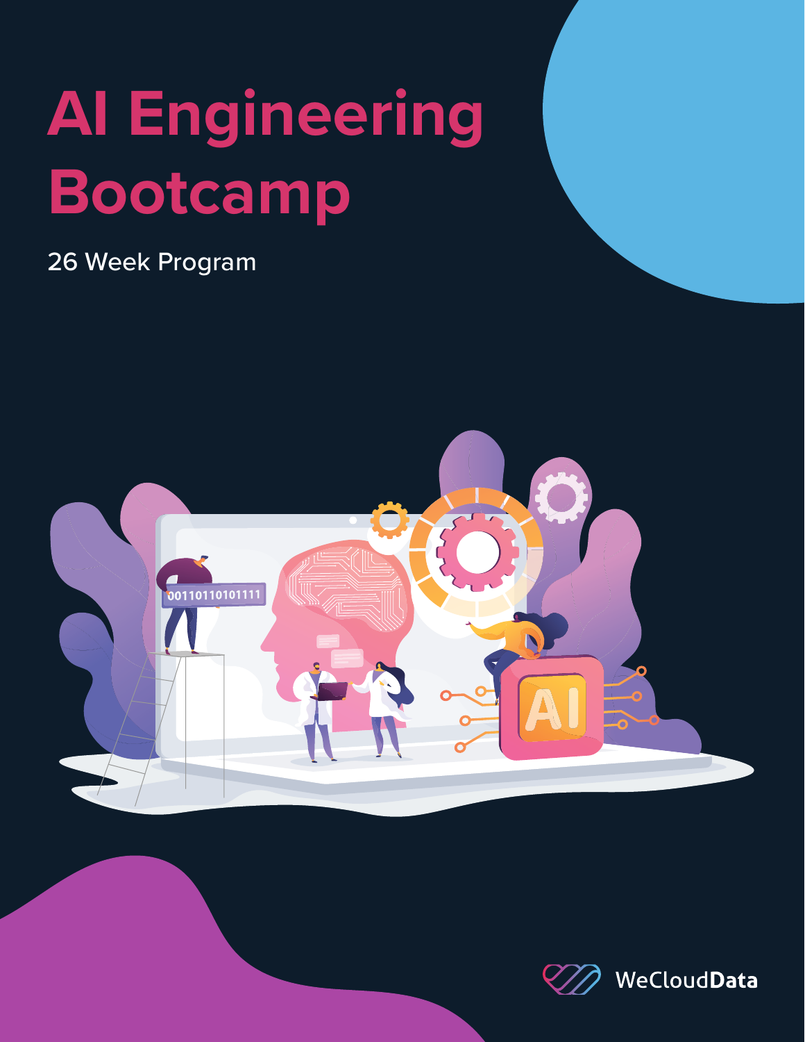# AI Engineering Bootcamp

26 Week Program

WeCloudData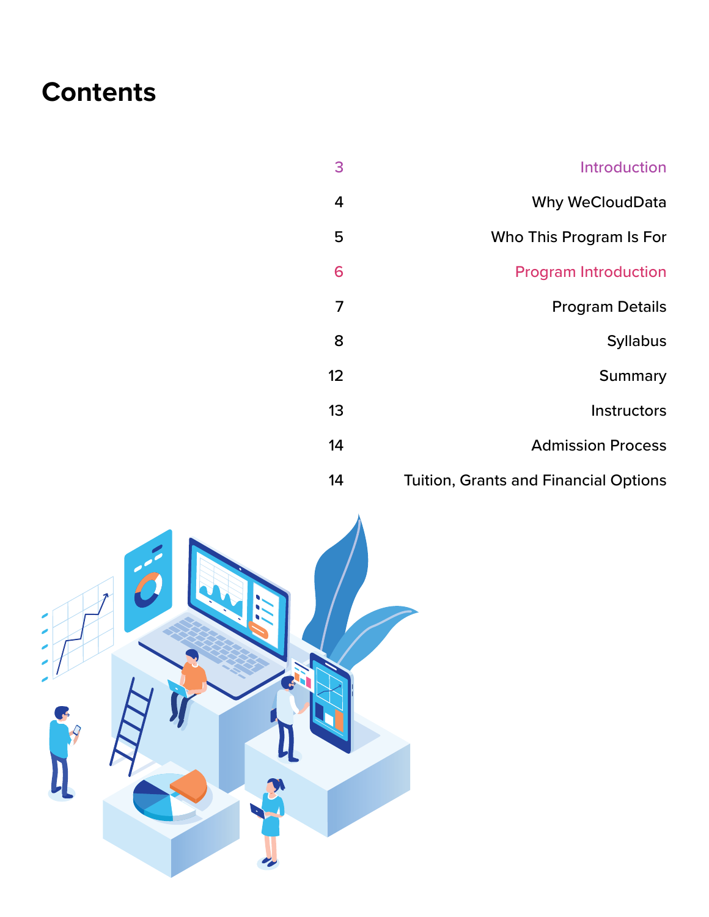# Contents

| | |
|---|---|
| 3 | Introduction |
| 4 | Why WeCloudData |
| 5 | Who This Program Is For |
| 6 | Program Introduction |
| 7 | Program Details |
| 8 | Syllabus |
| 12 | Summary |
| 13 | Instructors |
| 14 | Admission Process |
| 14 | Tuition, Grants and Financial Options |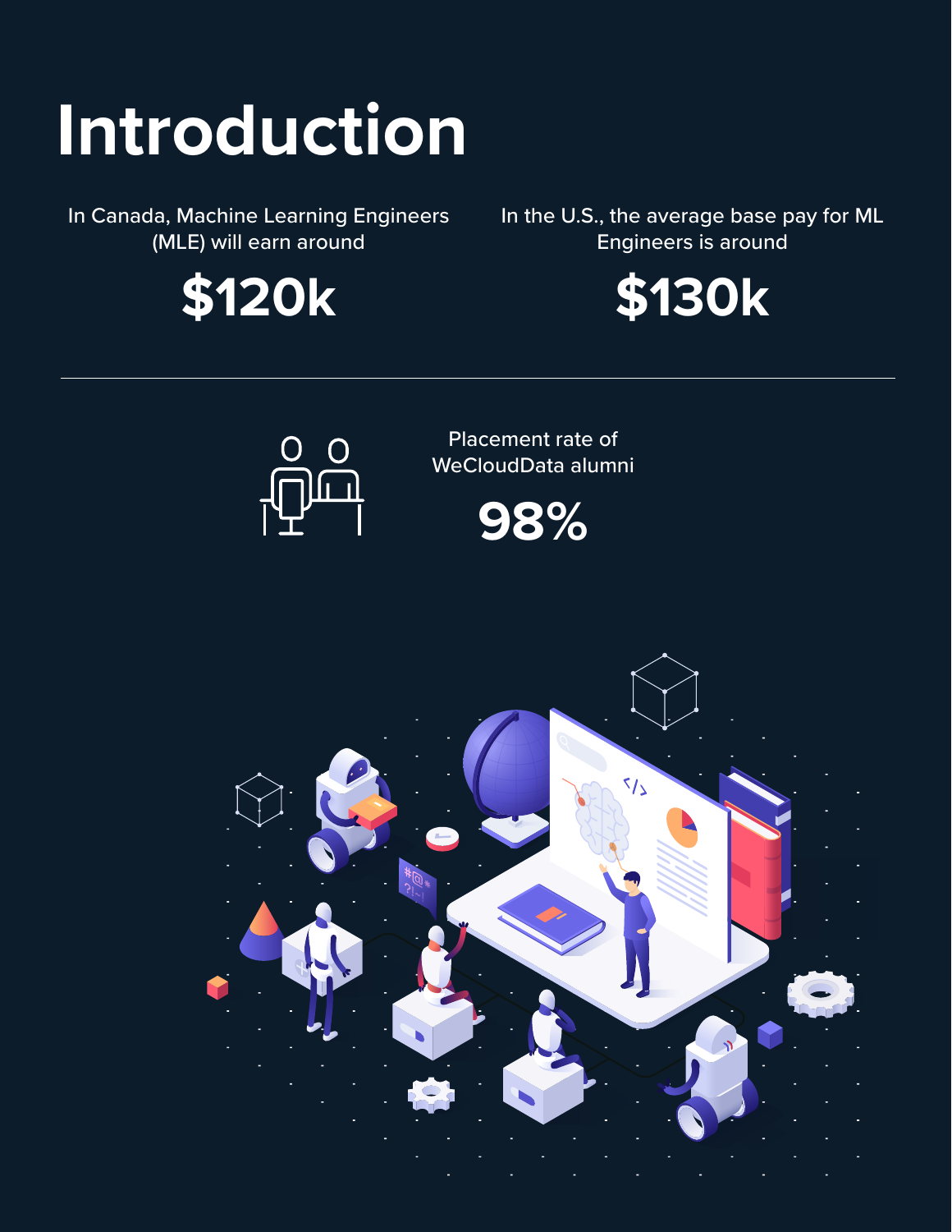# Introduction

In Canada, Machine Learning Engineers (MLE) will earn around

**$120k**

In the U.S., the average base pay for ML Engineers is around

**$130k**

---

Placement rate of WeCloudData alumni

**98%**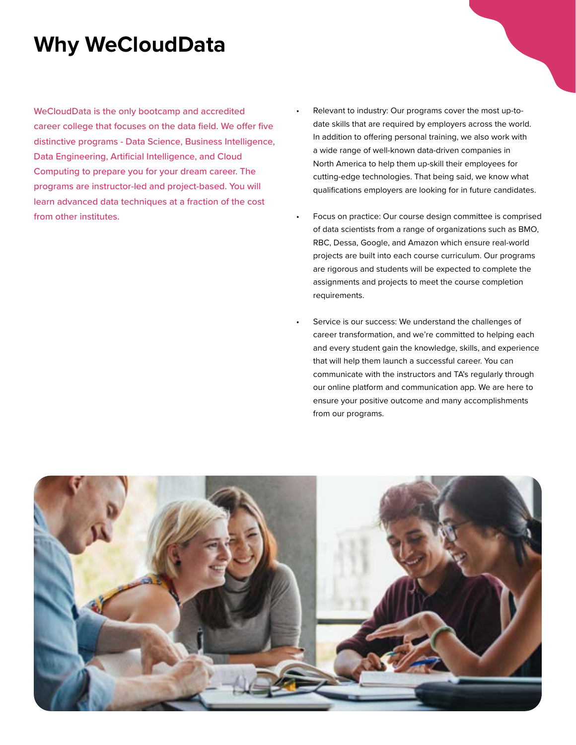# Why WeCloudData

WeCloudData is the only bootcamp and accredited career college that focuses on the data field. We offer five distinctive programs - Data Science, Business Intelligence, Data Engineering, Artificial Intelligence, and Cloud Computing to prepare you for your dream career. The programs are instructor-led and project-based. You will learn advanced data techniques at a fraction of the cost from other institutes.

- Relevant to industry: Our programs cover the most up-to-date skills that are required by employers across the world. In addition to offering personal training, we also work with a wide range of well-known data-driven companies in North America to help them up-skill their employees for cutting-edge technologies. That being said, we know what qualifications employers are looking for in future candidates.

- Focus on practice: Our course design committee is comprised of data scientists from a range of organizations such as BMO, RBC, Dessa, Google, and Amazon which ensure real-world projects are built into each course curriculum. Our programs are rigorous and students will be expected to complete the assignments and projects to meet the course completion requirements.

- Service is our success: We understand the challenges of career transformation, and we're committed to helping each and every student gain the knowledge, skills, and experience that will help them launch a successful career. You can communicate with the instructors and TA's regularly through our online platform and communication app. We are here to ensure your positive outcome and many accomplishments from our programs.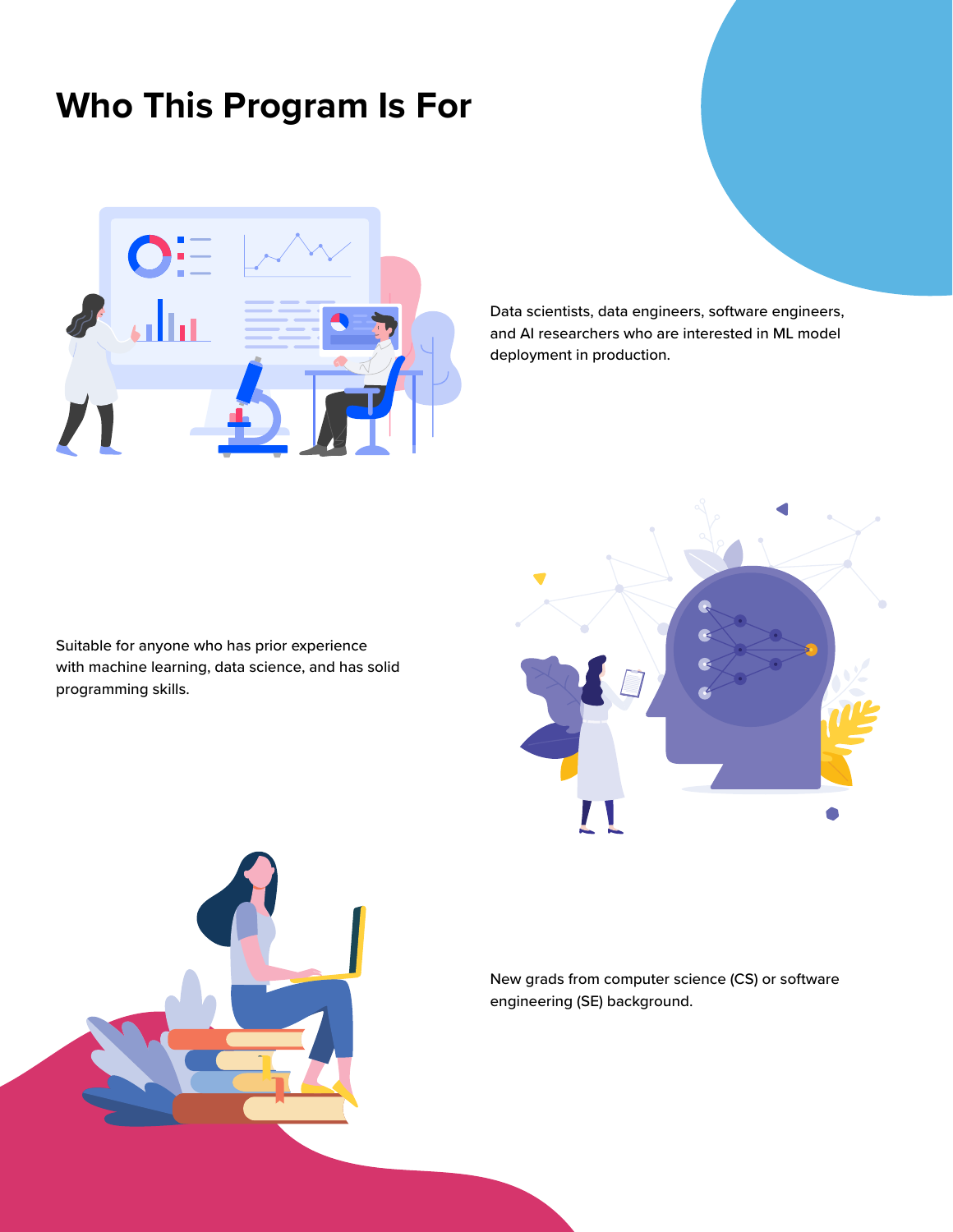# Who This Program Is For

Data scientists, data engineers, software engineers, and AI researchers who are interested in ML model deployment in production.

Suitable for anyone who has prior experience with machine learning, data science, and has solid programming skills.

New grads from computer science (CS) or software engineering (SE) background.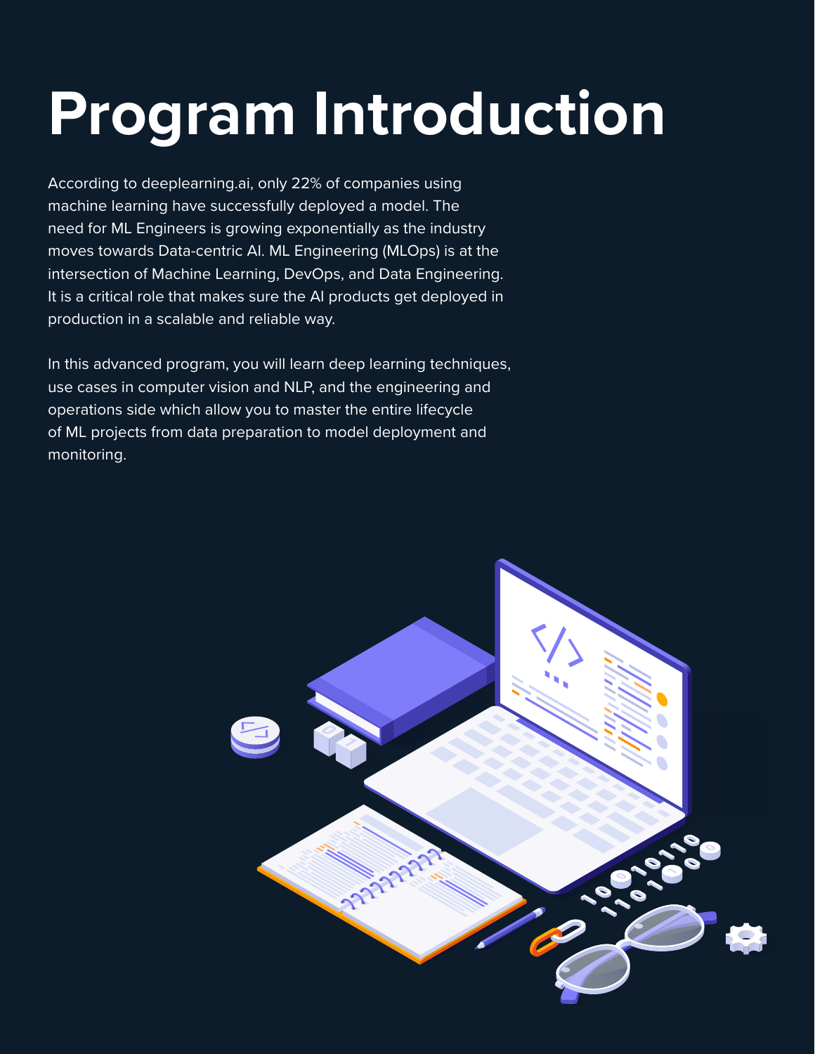# Program Introduction

According to deeplearning.ai, only 22% of companies using machine learning have successfully deployed a model. The need for ML Engineers is growing exponentially as the industry moves towards Data-centric AI. ML Engineering (MLOps) is at the intersection of Machine Learning, DevOps, and Data Engineering. It is a critical role that makes sure the AI products get deployed in production in a scalable and reliable way.

In this advanced program, you will learn deep learning techniques, use cases in computer vision and NLP, and the engineering and operations side which allow you to master the entire lifecycle of ML projects from data preparation to model deployment and monitoring.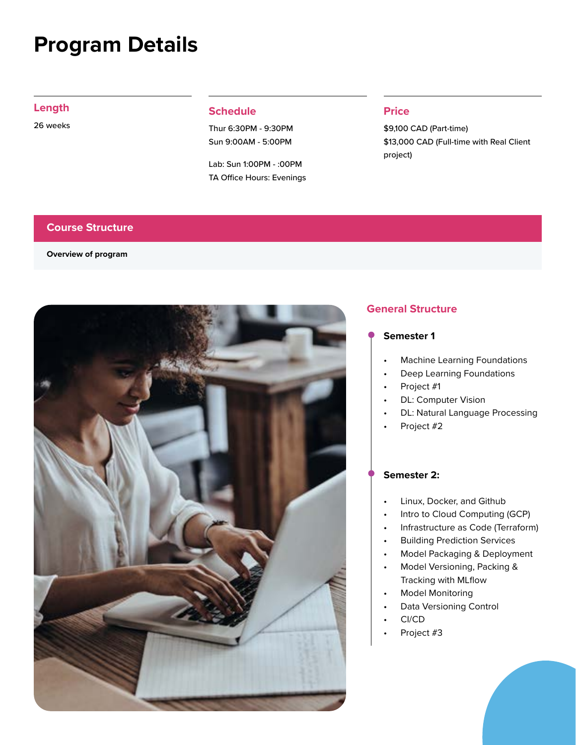# Program Details

### Length

26 weeks

### Schedule

Thur 6:30PM - 9:30PM
Sun 9:00AM - 5:00PM

Lab: Sun 1:00PM - :00PM
TA Office Hours: Evenings

### Price

$9,100 CAD (Part-time)
$13,000 CAD (Full-time with Real Client project)

## Course Structure

**Overview of program**

### General Structure

**Semester 1**

- Machine Learning Foundations
- Deep Learning Foundations
- Project #1
- DL: Computer Vision
- DL: Natural Language Processing
- Project #2

**Semester 2:**

- Linux, Docker, and Github
- Intro to Cloud Computing (GCP)
- Infrastructure as Code (Terraform)
- Building Prediction Services
- Model Packaging & Deployment
- Model Versioning, Packing & Tracking with MLflow
- Model Monitoring
- Data Versioning Control
- CI/CD
- Project #3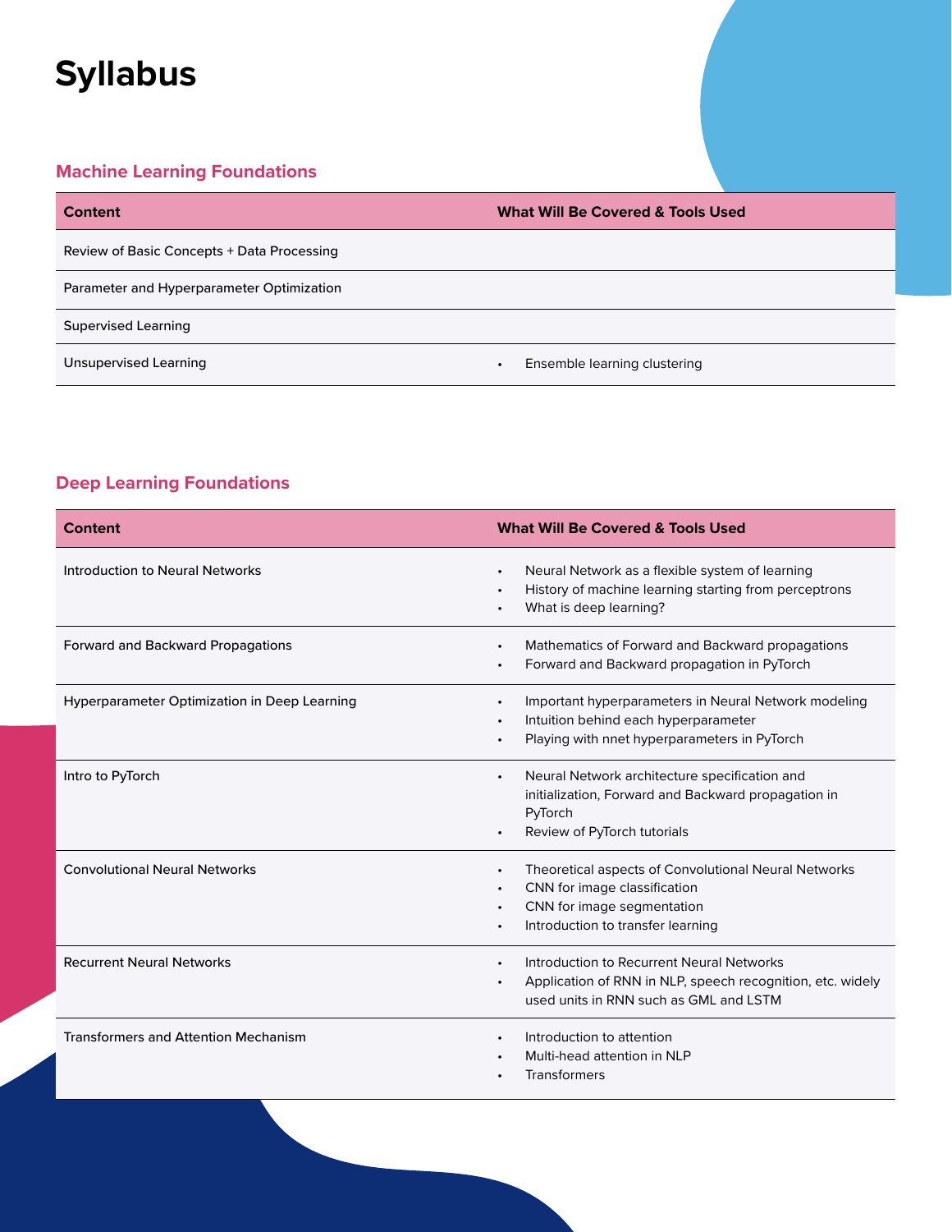# Syllabus

## Machine Learning Foundations

| Content | What Will Be Covered & Tools Used |
|---|---|
| Review of Basic Concepts + Data Processing | |
| Parameter and Hyperparameter Optimization | |
| Supervised Learning | |
| Unsupervised Learning | • Ensemble learning clustering |

## Deep Learning Foundations

| Content | What Will Be Covered & Tools Used |
|---|---|
| Introduction to Neural Networks | • Neural Network as a flexible system of learning<br>• History of machine learning starting from perceptrons<br>• What is deep learning? |
| Forward and Backward Propagations | • Mathematics of Forward and Backward propagations<br>• Forward and Backward propagation in PyTorch |
| Hyperparameter Optimization in Deep Learning | • Important hyperparameters in Neural Network modeling<br>• Intuition behind each hyperparameter<br>• Playing with nnet hyperparameters in PyTorch |
| Intro to PyTorch | • Neural Network architecture specification and initialization, Forward and Backward propagation in PyTorch<br>• Review of PyTorch tutorials |
| Convolutional Neural Networks | • Theoretical aspects of Convolutional Neural Networks<br>• CNN for image classification<br>• CNN for image segmentation<br>• Introduction to transfer learning |
| Recurrent Neural Networks | • Introduction to Recurrent Neural Networks<br>• Application of RNN in NLP, speech recognition, etc. widely used units in RNN such as GML and LSTM |
| Transformers and Attention Mechanism | • Introduction to attention<br>• Multi-head attention in NLP<br>• Transformers |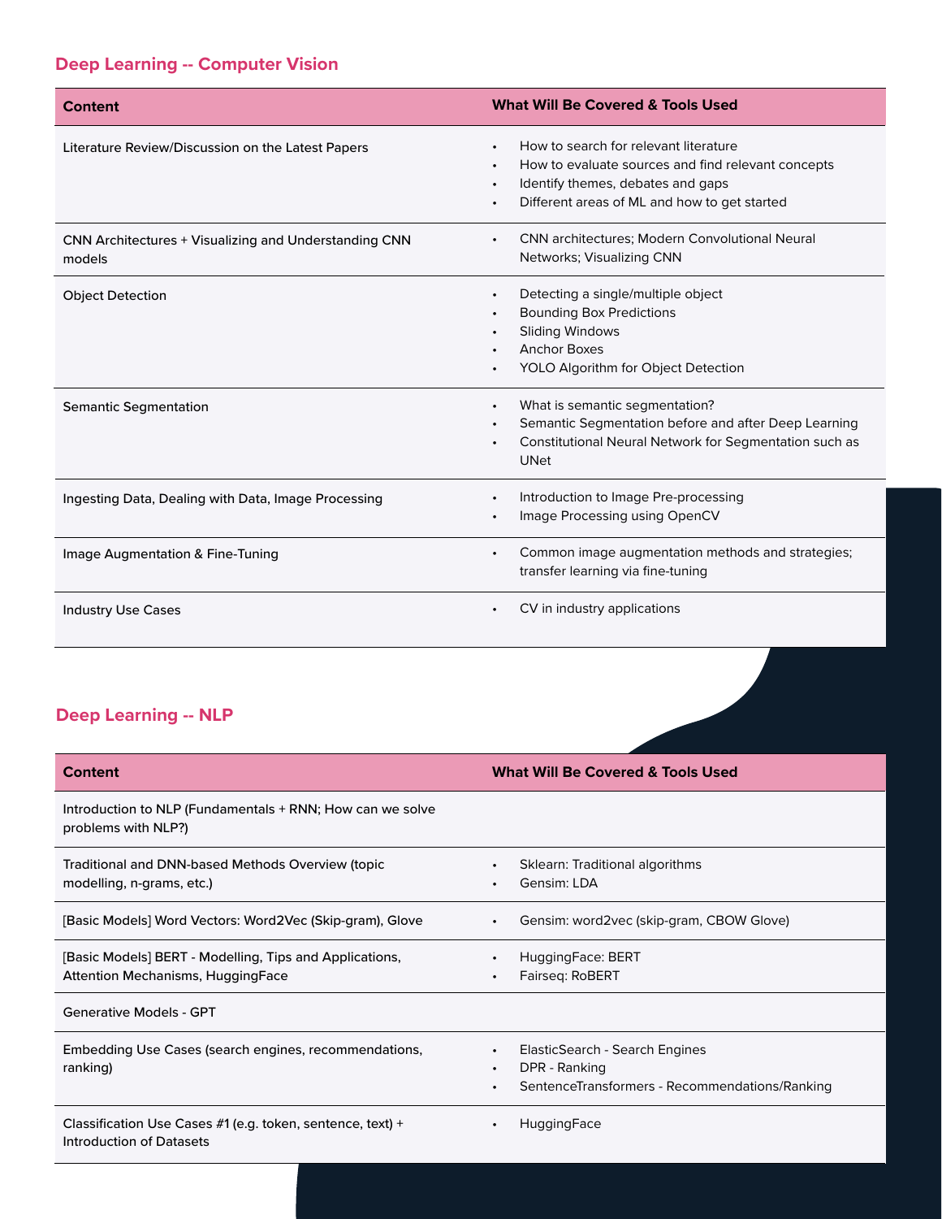## Deep Learning -- Computer Vision

| Content | What Will Be Covered & Tools Used |
| --- | --- |
| Literature Review/Discussion on the Latest Papers | • How to search for relevant literature<br>• How to evaluate sources and find relevant concepts<br>• Identify themes, debates and gaps<br>• Different areas of ML and how to get started |
| CNN Architectures + Visualizing and Understanding CNN models | • CNN architectures; Modern Convolutional Neural Networks; Visualizing CNN |
| Object Detection | • Detecting a single/multiple object<br>• Bounding Box Predictions<br>• Sliding Windows<br>• Anchor Boxes<br>• YOLO Algorithm for Object Detection |
| Semantic Segmentation | • What is semantic segmentation?<br>• Semantic Segmentation before and after Deep Learning<br>• Constitutional Neural Network for Segmentation such as UNet |
| Ingesting Data, Dealing with Data, Image Processing | • Introduction to Image Pre-processing<br>• Image Processing using OpenCV |
| Image Augmentation & Fine-Tuning | • Common image augmentation methods and strategies; transfer learning via fine-tuning |
| Industry Use Cases | • CV in industry applications |

## Deep Learning -- NLP

| Content | What Will Be Covered & Tools Used |
| --- | --- |
| Introduction to NLP (Fundamentals + RNN; How can we solve problems with NLP?) | |
| Traditional and DNN-based Methods Overview (topic modelling, n-grams, etc.) | • Sklearn: Traditional algorithms<br>• Gensim: LDA |
| [Basic Models] Word Vectors: Word2Vec (Skip-gram), Glove | • Gensim: word2vec (skip-gram, CBOW Glove) |
| [Basic Models] BERT - Modelling, Tips and Applications, Attention Mechanisms, HuggingFace | • HuggingFace: BERT<br>• Fairseq: RoBERT |
| Generative Models - GPT | |
| Embedding Use Cases (search engines, recommendations, ranking) | • ElasticSearch - Search Engines<br>• DPR - Ranking<br>• SentenceTransformers - Recommendations/Ranking |
| Classification Use Cases #1 (e.g. token, sentence, text) + Introduction of Datasets | • HuggingFace |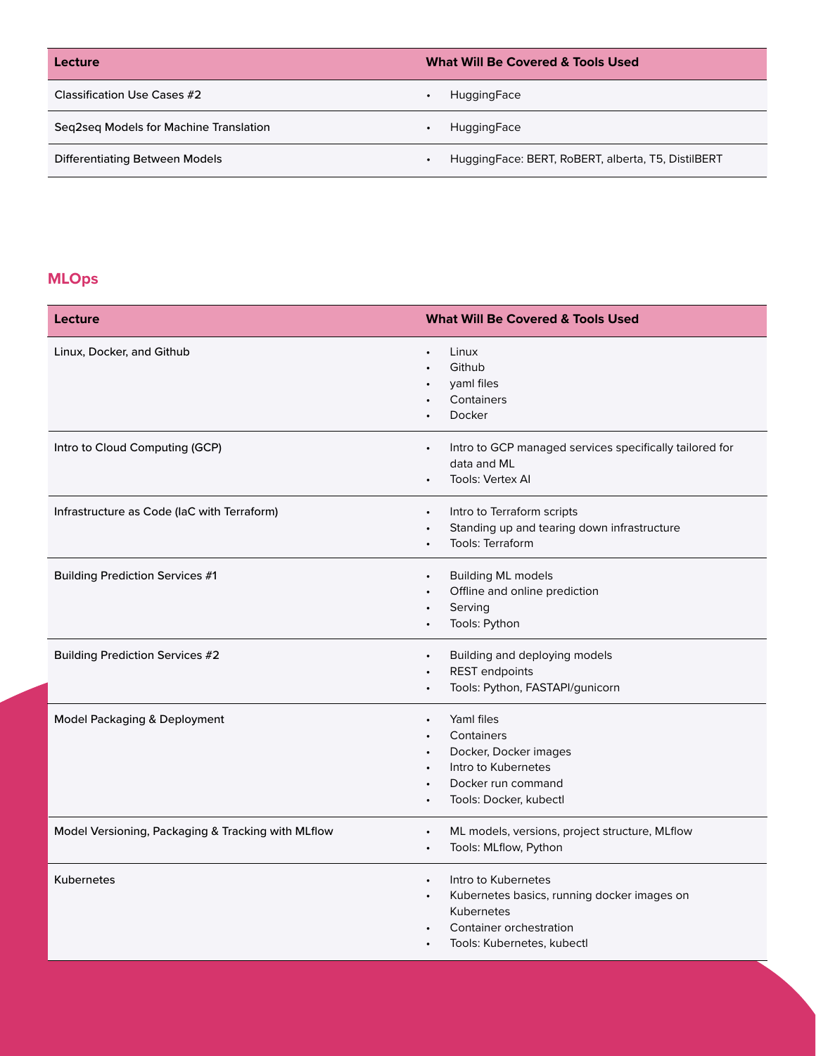| Lecture | What Will Be Covered & Tools Used |
| --- | --- |
| Classification Use Cases #2 | • HuggingFace |
| Seq2seq Models for Machine Translation | • HuggingFace |
| Differentiating Between Models | • HuggingFace: BERT, RoBERT, alberta, T5, DistilBERT |

## MLOps

| Lecture | What Will Be Covered & Tools Used |
| --- | --- |
| Linux, Docker, and Github | • Linux<br>• Github<br>• yaml files<br>• Containers<br>• Docker |
| Intro to Cloud Computing (GCP) | • Intro to GCP managed services specifically tailored for data and ML<br>• Tools: Vertex AI |
| Infrastructure as Code (IaC with Terraform) | • Intro to Terraform scripts<br>• Standing up and tearing down infrastructure<br>• Tools: Terraform |
| Building Prediction Services #1 | • Building ML models<br>• Offline and online prediction<br>• Serving<br>• Tools: Python |
| Building Prediction Services #2 | • Building and deploying models<br>• REST endpoints<br>• Tools: Python, FASTAPI/gunicorn |
| Model Packaging & Deployment | • Yaml files<br>• Containers<br>• Docker, Docker images<br>• Intro to Kubernetes<br>• Docker run command<br>• Tools: Docker, kubectl |
| Model Versioning, Packaging & Tracking with MLflow | • ML models, versions, project structure, MLflow<br>• Tools: MLflow, Python |
| Kubernetes | • Intro to Kubernetes<br>• Kubernetes basics, running docker images on Kubernetes<br>• Container orchestration<br>• Tools: Kubernetes, kubectl |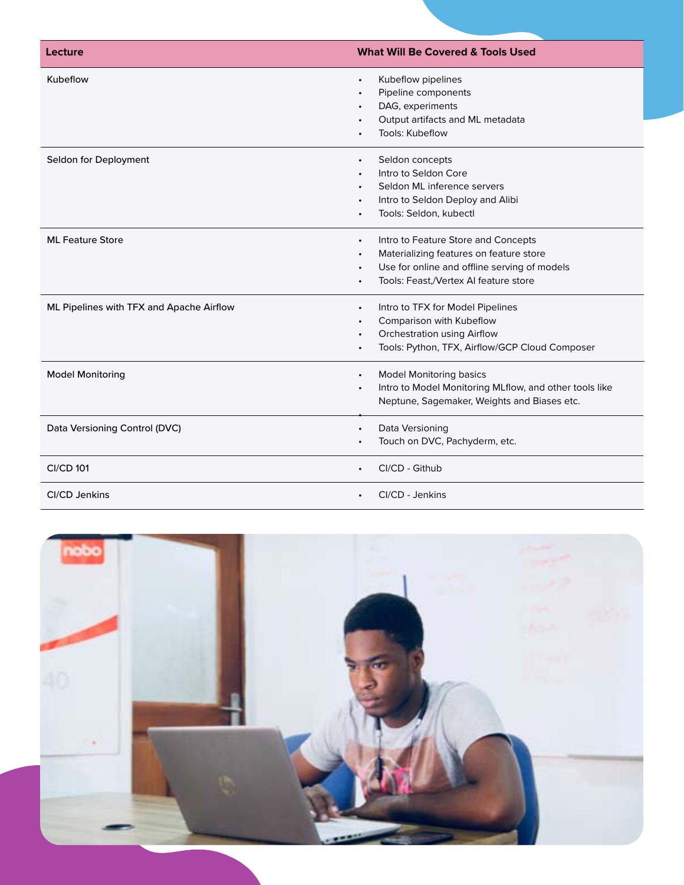| Lecture | What Will Be Covered & Tools Used |
| --- | --- |
| Kubeflow | • Kubeflow pipelines<br>• Pipeline components<br>• DAG, experiments<br>• Output artifacts and ML metadata<br>• Tools: Kubeflow |
| Seldon for Deployment | • Seldon concepts<br>• Intro to Seldon Core<br>• Seldon ML inference servers<br>• Intro to Seldon Deploy and Alibi<br>• Tools: Seldon, kubectl |
| ML Feature Store | • Intro to Feature Store and Concepts<br>• Materializing features on feature store<br>• Use for online and offline serving of models<br>• Tools: Feast,/Vertex AI feature store |
| ML Pipelines with TFX and Apache Airflow | • Intro to TFX for Model Pipelines<br>• Comparison with Kubeflow<br>• Orchestration using Airflow<br>• Tools: Python, TFX, Airflow/GCP Cloud Composer |
| Model Monitoring | • Model Monitoring basics<br>• Intro to Model Monitoring MLflow, and other tools like Neptune, Sagemaker, Weights and Biases etc. |
| Data Versioning Control (DVC) | • Data Versioning<br>• Touch on DVC, Pachyderm, etc. |
| CI/CD 101 | • CI/CD - Github |
| CI/CD Jenkins | • CI/CD - Jenkins |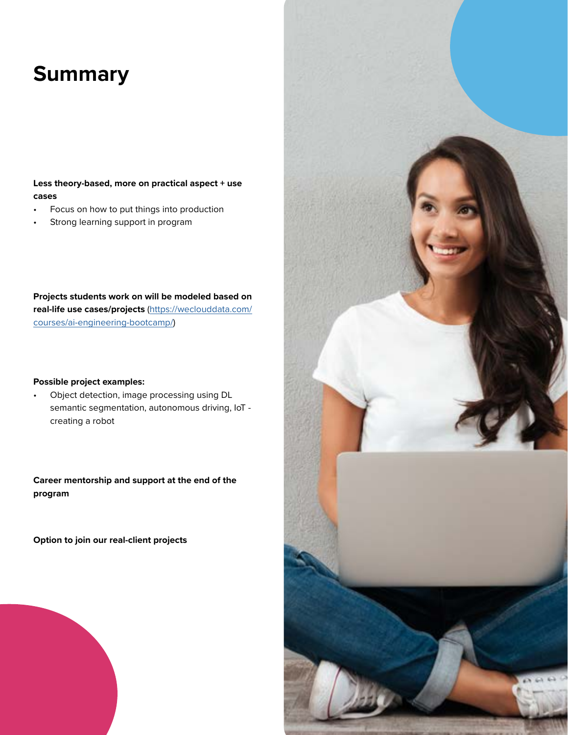# Summary

**Less theory-based, more on practical aspect + use cases**

- Focus on how to put things into production
- Strong learning support in program

**Projects students work on will be modeled based on real-life use cases/projects** (https://weclouddata.com/courses/ai-engineering-bootcamp/)

**Possible project examples:**

- Object detection, image processing using DL semantic segmentation, autonomous driving, IoT - creating a robot

**Career mentorship and support at the end of the program**

**Option to join our real-client projects**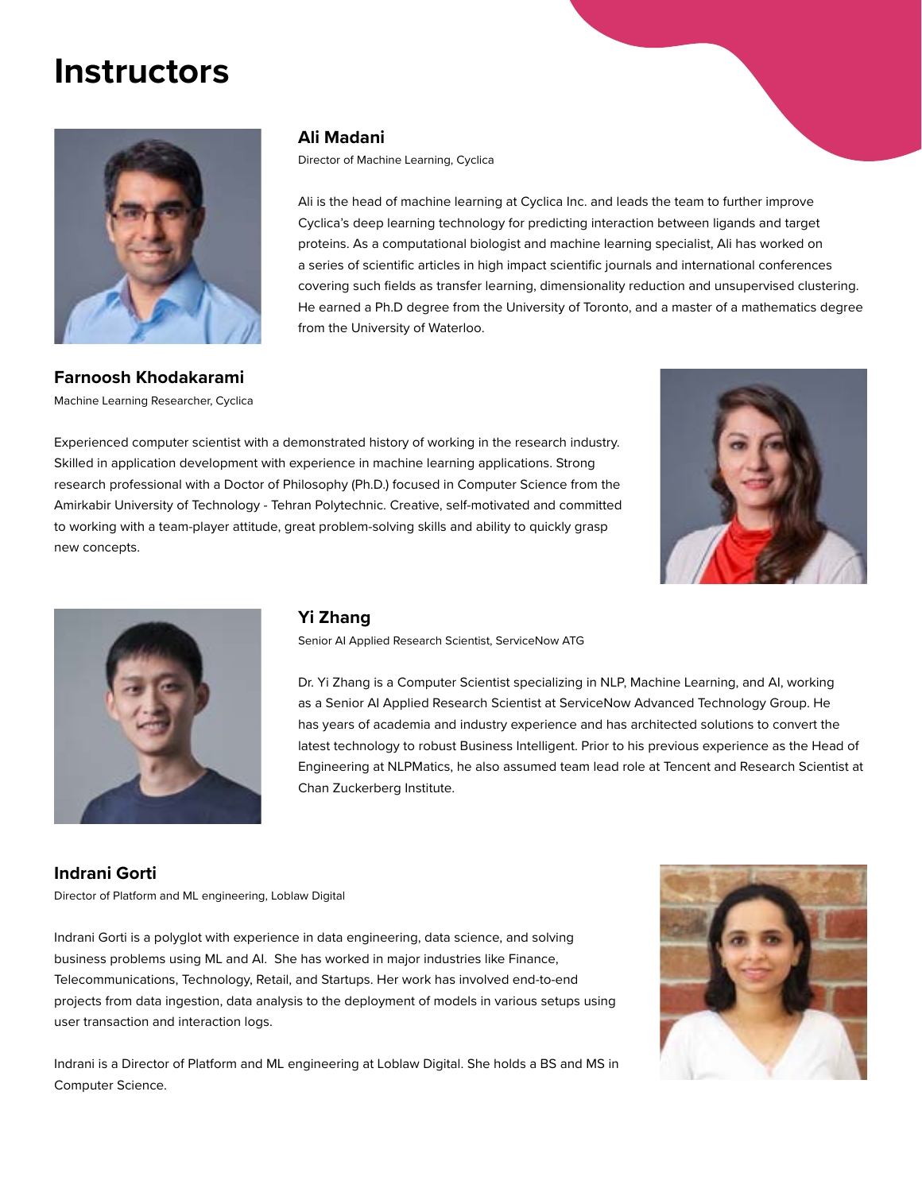# Instructors

### Ali Madani

Director of Machine Learning, Cyclica

Ali is the head of machine learning at Cyclica Inc. and leads the team to further improve Cyclica's deep learning technology for predicting interaction between ligands and target proteins. As a computational biologist and machine learning specialist, Ali has worked on a series of scientific articles in high impact scientific journals and international conferences covering such fields as transfer learning, dimensionality reduction and unsupervised clustering. He earned a Ph.D degree from the University of Toronto, and a master of a mathematics degree from the University of Waterloo.

### Farnoosh Khodakarami

Machine Learning Researcher, Cyclica

Experienced computer scientist with a demonstrated history of working in the research industry. Skilled in application development with experience in machine learning applications. Strong research professional with a Doctor of Philosophy (Ph.D.) focused in Computer Science from the Amirkabir University of Technology - Tehran Polytechnic. Creative, self-motivated and committed to working with a team-player attitude, great problem-solving skills and ability to quickly grasp new concepts.

### Yi Zhang

Senior AI Applied Research Scientist, ServiceNow ATG

Dr. Yi Zhang is a Computer Scientist specializing in NLP, Machine Learning, and AI, working as a Senior AI Applied Research Scientist at ServiceNow Advanced Technology Group. He has years of academia and industry experience and has architected solutions to convert the latest technology to robust Business Intelligent. Prior to his previous experience as the Head of Engineering at NLPMatics, he also assumed team lead role at Tencent and Research Scientist at Chan Zuckerberg Institute.

### Indrani Gorti

Director of Platform and ML engineering, Loblaw Digital

Indrani Gorti is a polyglot with experience in data engineering, data science, and solving business problems using ML and AI. She has worked in major industries like Finance, Telecommunications, Technology, Retail, and Startups. Her work has involved end-to-end projects from data ingestion, data analysis to the deployment of models in various setups using user transaction and interaction logs.

Indrani is a Director of Platform and ML engineering at Loblaw Digital. She holds a BS and MS in Computer Science.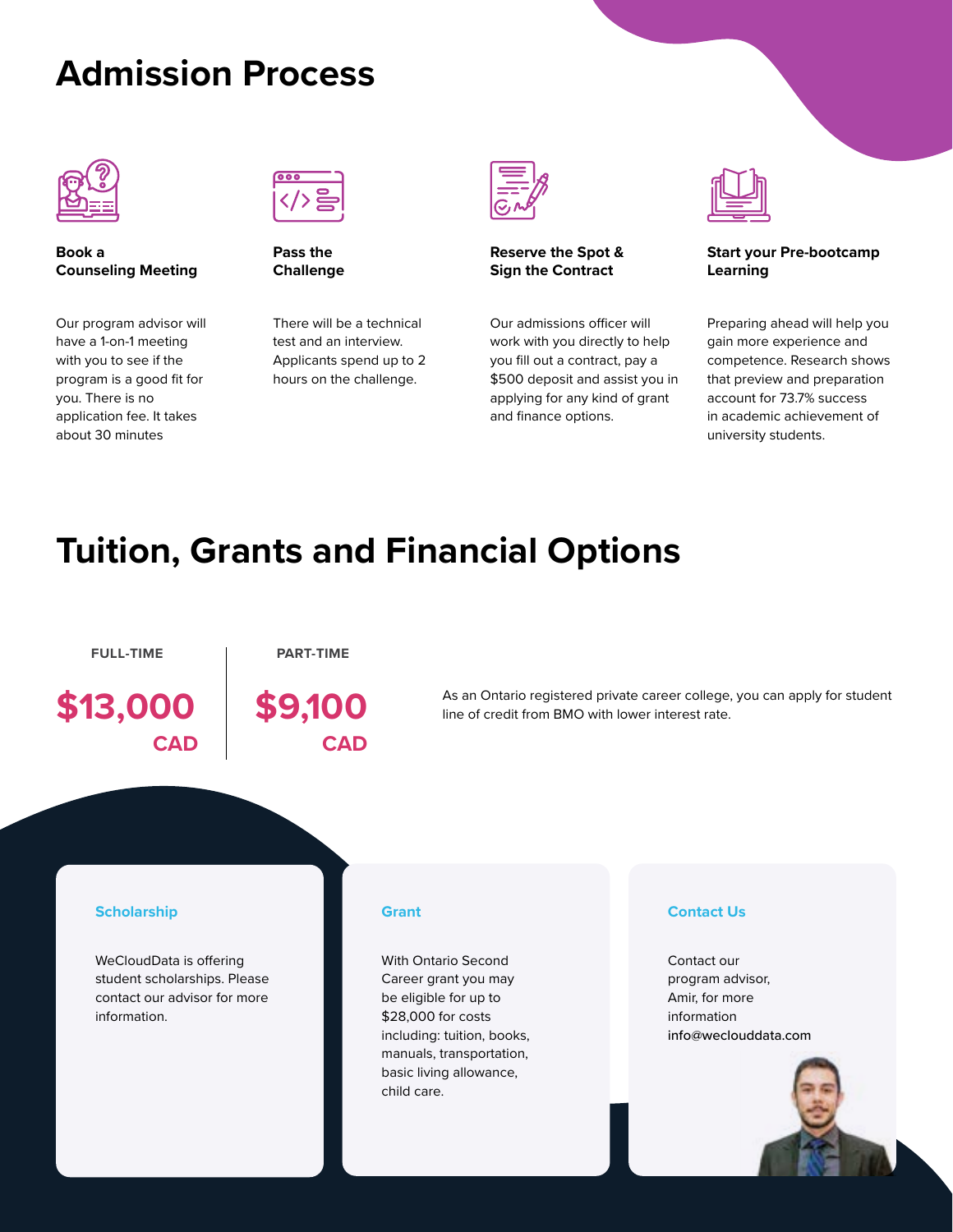# Admission Process

### Book a Counseling Meeting

Our program advisor will have a 1-on-1 meeting with you to see if the program is a good fit for you. There is no application fee. It takes about 30 minutes

### Pass the Challenge

There will be a technical test and an interview. Applicants spend up to 2 hours on the challenge.

### Reserve the Spot & Sign the Contract

Our admissions officer will work with you directly to help you fill out a contract, pay a $500 deposit and assist you in applying for any kind of grant and finance options.

### Start your Pre-bootcamp Learning

Preparing ahead will help you gain more experience and competence. Research shows that preview and preparation account for 73.7% success in academic achievement of university students.

# Tuition, Grants and Financial Options

**FULL-TIME**

**$13,000 CAD**

**PART-TIME**

**$9,100 CAD**

As an Ontario registered private career college, you can apply for student line of credit from BMO with lower interest rate.

### Scholarship

WeCloudData is offering student scholarships. Please contact our advisor for more information.

### Grant

With Ontario Second Career grant you may be eligible for up to $28,000 for costs including: tuition, books, manuals, transportation, basic living allowance, child care.

### Contact Us

Contact our program advisor, Amir, for more information
info@weclouddata.com